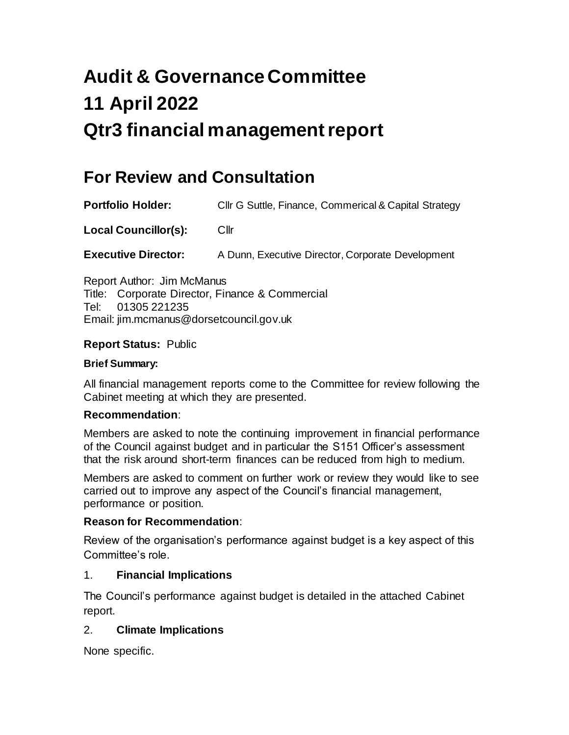# Audit & Governance Committee
# 11 April 2022
# Qtr3 financial management report

## For Review and Consultation

**Portfolio Holder:** Cllr G Suttle, Finance, Commerical & Capital Strategy

**Local Councillor(s):** Cllr

**Executive Director:** A Dunn, Executive Director, Corporate Development

Report Author: Jim McManus
Title: Corporate Director, Finance & Commercial
Tel: 01305 221235
Email: jim.mcmanus@dorsetcouncil.gov.uk

**Report Status:** Public

**Brief Summary:**

All financial management reports come to the Committee for review following the Cabinet meeting at which they are presented.

**Recommendation**:

Members are asked to note the continuing improvement in financial performance of the Council against budget and in particular the S151 Officer's assessment that the risk around short-term finances can be reduced from high to medium.

Members are asked to comment on further work or review they would like to see carried out to improve any aspect of the Council's financial management, performance or position.

**Reason for Recommendation**:

Review of the organisation's performance against budget is a key aspect of this Committee's role.

1. **Financial Implications**

The Council's performance against budget is detailed in the attached Cabinet report.

2. **Climate Implications**

None specific.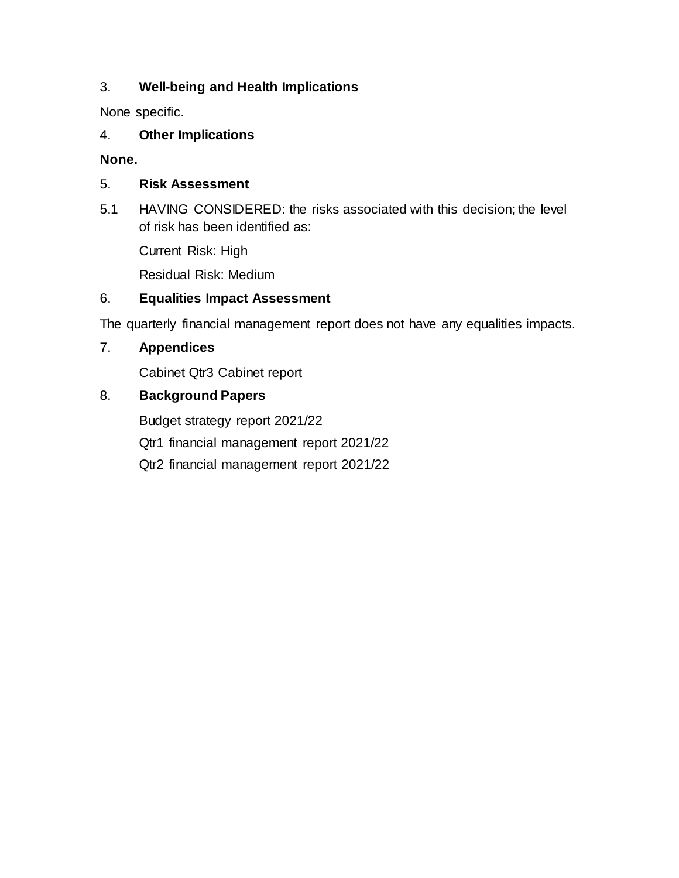3. **Well-being and Health Implications**

None specific.

4. **Other Implications**

**None.**

5. **Risk Assessment**

5.1 HAVING CONSIDERED: the risks associated with this decision; the level of risk has been identified as:

Current Risk: High

Residual Risk: Medium

6. **Equalities Impact Assessment**

The quarterly financial management report does not have any equalities impacts.

7. **Appendices**

Cabinet Qtr3 Cabinet report

8. **Background Papers**

Budget strategy report 2021/22

Qtr1 financial management report 2021/22

Qtr2 financial management report 2021/22